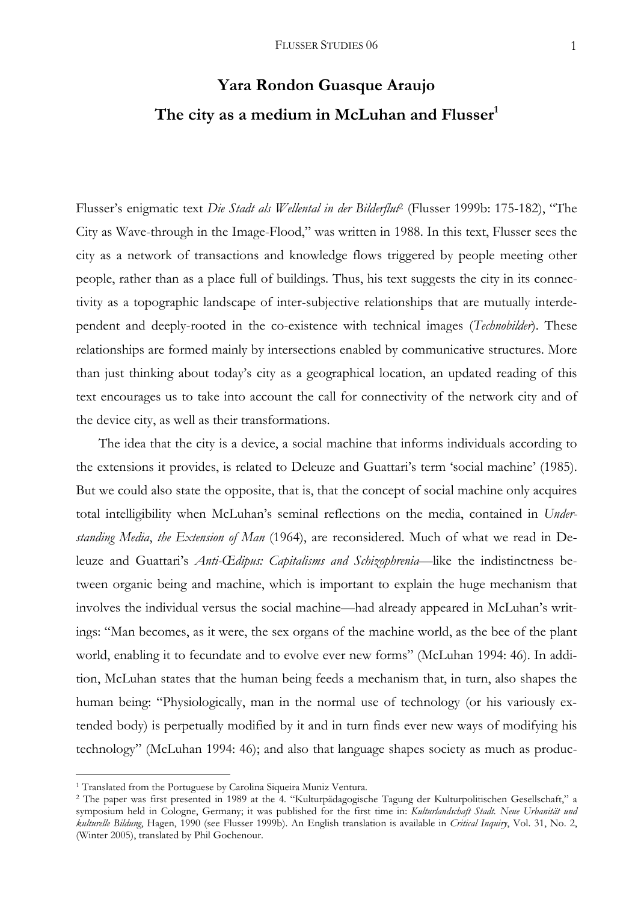# Yara Rondon Guasque Araujo

# The city as a medium in McLuhan and Flusser[1]

Flusser's enigmatic text *Die Stadt als Wellental in der Bilderflut*[2] (Flusser 1999b: 175-182), "The City as Wave-through in the Image-Flood," was written in 1988. In this text, Flusser sees the city as a network of transactions and knowledge flows triggered by people meeting other people, rather than as a place full of buildings. Thus, his text suggests the city in its connectivity as a topographic landscape of inter-subjective relationships that are mutually interdependent and deeply-rooted in the co-existence with technical images (*Technobilder*). These relationships are formed mainly by intersections enabled by communicative structures. More than just thinking about today's city as a geographical location, an updated reading of this text encourages us to take into account the call for connectivity of the network city and of the device city, as well as their transformations.

The idea that the city is a device, a social machine that informs individuals according to the extensions it provides, is related to Deleuze and Guattari's term 'social machine' (1985). But we could also state the opposite, that is, that the concept of social machine only acquires total intelligibility when McLuhan's seminal reflections on the media, contained in *Understanding Media, the Extension of Man* (1964), are reconsidered. Much of what we read in Deleuze and Guattari's *Anti-Œdipus: Capitalisms and Schizophrenia*—like the indistinctness between organic being and machine, which is important to explain the huge mechanism that involves the individual versus the social machine—had already appeared in McLuhan's writings: "Man becomes, as it were, the sex organs of the machine world, as the bee of the plant world, enabling it to fecundate and to evolve ever new forms" (McLuhan 1994: 46). In addition, McLuhan states that the human being feeds a mechanism that, in turn, also shapes the human being: "Physiologically, man in the normal use of technology (or his variously extended body) is perpetually modified by it and in turn finds ever new ways of modifying his technology" (McLuhan 1994: 46); and also that language shapes society as much as produc-

---

[1] Translated from the Portuguese by Carolina Siqueira Muniz Ventura.

[2] The paper was first presented in 1989 at the 4. "Kulturpädagogische Tagung der Kulturpolitischen Gesellschaft," a symposium held in Cologne, Germany; it was published for the first time in: *Kulturlandschaft Stadt. Neue Urbanität und kulturelle Bildung*, Hagen, 1990 (see Flusser 1999b). An English translation is available in *Critical Inquiry*, Vol. 31, No. 2, (Winter 2005), translated by Phil Gochenour.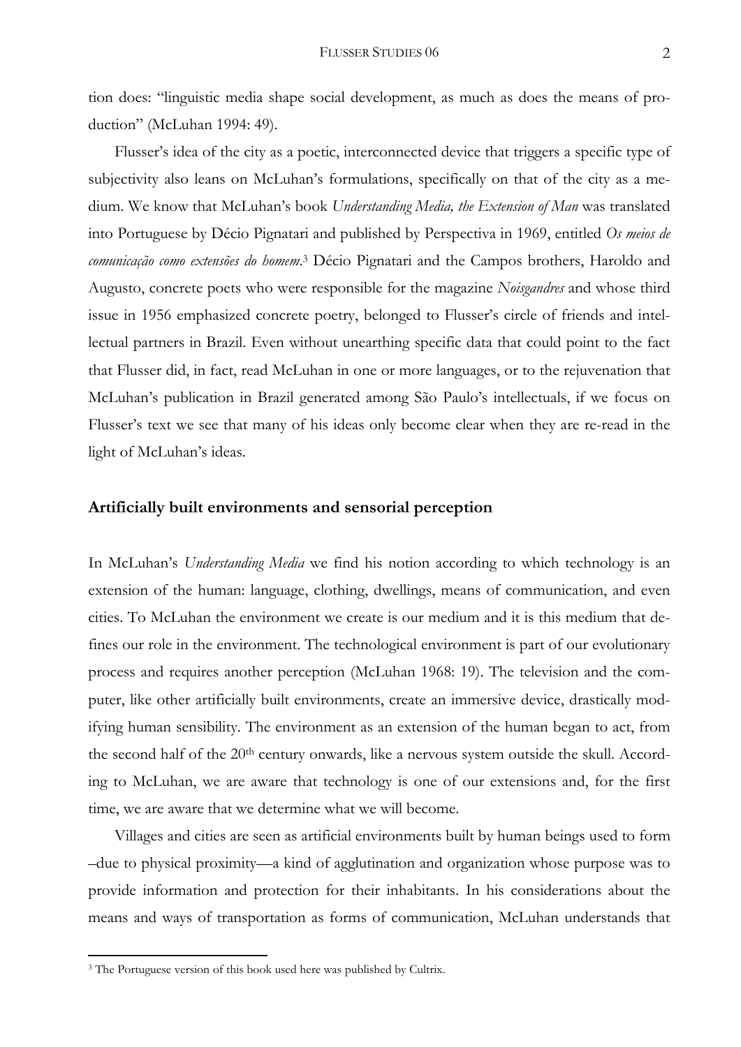tion does: "linguistic media shape social development, as much as does the means of production" (McLuhan 1994: 49).

Flusser's idea of the city as a poetic, interconnected device that triggers a specific type of subjectivity also leans on McLuhan's formulations, specifically on that of the city as a medium. We know that McLuhan's book *Understanding Media, the Extension of Man* was translated into Portuguese by Décio Pignatari and published by Perspectiva in 1969, entitled *Os meios de comunicação como extensões do homem*.[3] Décio Pignatari and the Campos brothers, Haroldo and Augusto, concrete poets who were responsible for the magazine *Noisgandres* and whose third issue in 1956 emphasized concrete poetry, belonged to Flusser's circle of friends and intellectual partners in Brazil. Even without unearthing specific data that could point to the fact that Flusser did, in fact, read McLuhan in one or more languages, or to the rejuvenation that McLuhan's publication in Brazil generated among São Paulo's intellectuals, if we focus on Flusser's text we see that many of his ideas only become clear when they are re-read in the light of McLuhan's ideas.

## Artificially built environments and sensorial perception

In McLuhan's *Understanding Media* we find his notion according to which technology is an extension of the human: language, clothing, dwellings, means of communication, and even cities. To McLuhan the environment we create is our medium and it is this medium that defines our role in the environment. The technological environment is part of our evolutionary process and requires another perception (McLuhan 1968: 19). The television and the computer, like other artificially built environments, create an immersive device, drastically modifying human sensibility. The environment as an extension of the human began to act, from the second half of the 20th century onwards, like a nervous system outside the skull. According to McLuhan, we are aware that technology is one of our extensions and, for the first time, we are aware that we determine what we will become.

Villages and cities are seen as artificial environments built by human beings used to form –due to physical proximity—a kind of agglutination and organization whose purpose was to provide information and protection for their inhabitants. In his considerations about the means and ways of transportation as forms of communication, McLuhan understands that

[3] The Portuguese version of this book used here was published by Cultrix.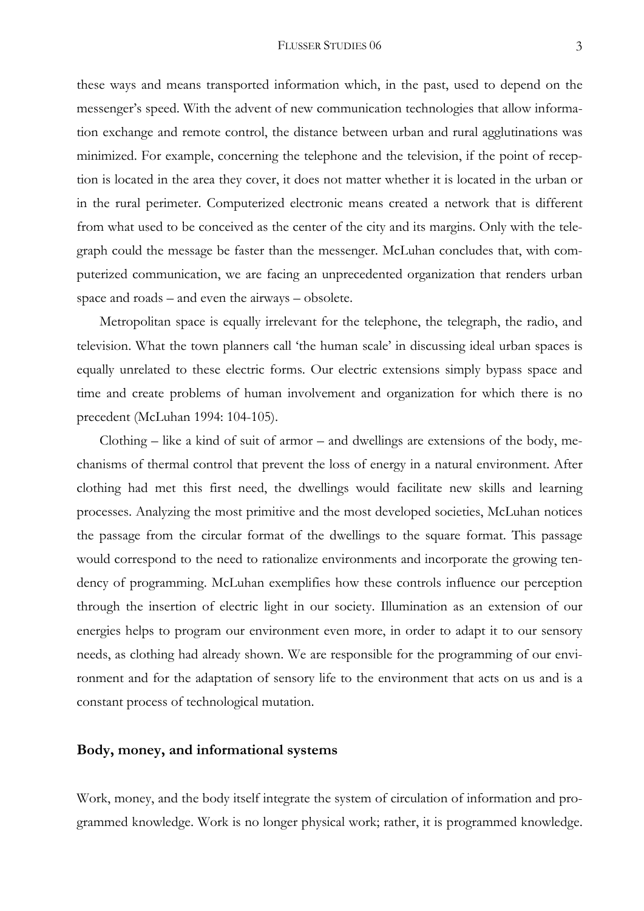these ways and means transported information which, in the past, used to depend on the messenger's speed. With the advent of new communication technologies that allow information exchange and remote control, the distance between urban and rural agglutinations was minimized. For example, concerning the telephone and the television, if the point of reception is located in the area they cover, it does not matter whether it is located in the urban or in the rural perimeter. Computerized electronic means created a network that is different from what used to be conceived as the center of the city and its margins. Only with the telegraph could the message be faster than the messenger. McLuhan concludes that, with computerized communication, we are facing an unprecedented organization that renders urban space and roads – and even the airways – obsolete.

Metropolitan space is equally irrelevant for the telephone, the telegraph, the radio, and television. What the town planners call 'the human scale' in discussing ideal urban spaces is equally unrelated to these electric forms. Our electric extensions simply bypass space and time and create problems of human involvement and organization for which there is no precedent (McLuhan 1994: 104-105).

Clothing – like a kind of suit of armor – and dwellings are extensions of the body, mechanisms of thermal control that prevent the loss of energy in a natural environment. After clothing had met this first need, the dwellings would facilitate new skills and learning processes. Analyzing the most primitive and the most developed societies, McLuhan notices the passage from the circular format of the dwellings to the square format. This passage would correspond to the need to rationalize environments and incorporate the growing tendency of programming. McLuhan exemplifies how these controls influence our perception through the insertion of electric light in our society. Illumination as an extension of our energies helps to program our environment even more, in order to adapt it to our sensory needs, as clothing had already shown. We are responsible for the programming of our environment and for the adaptation of sensory life to the environment that acts on us and is a constant process of technological mutation.

## Body, money, and informational systems

Work, money, and the body itself integrate the system of circulation of information and programmed knowledge. Work is no longer physical work; rather, it is programmed knowledge.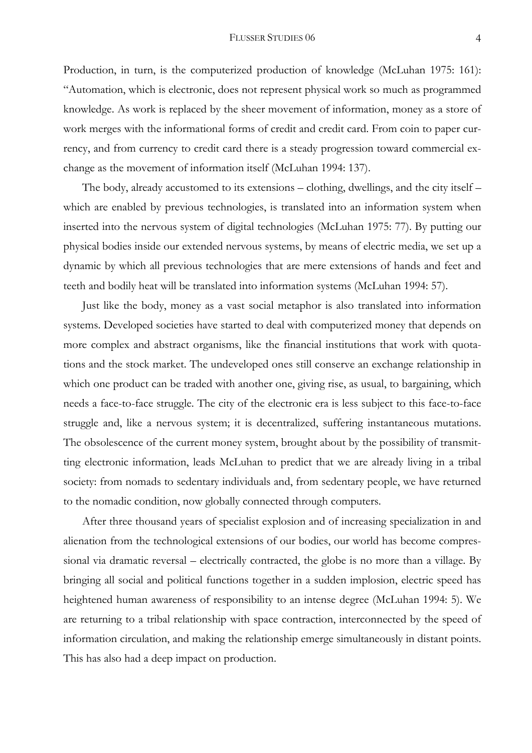Production, in turn, is the computerized production of knowledge (McLuhan 1975: 161): "Automation, which is electronic, does not represent physical work so much as programmed knowledge. As work is replaced by the sheer movement of information, money as a store of work merges with the informational forms of credit and credit card. From coin to paper currency, and from currency to credit card there is a steady progression toward commercial exchange as the movement of information itself (McLuhan 1994: 137).

The body, already accustomed to its extensions – clothing, dwellings, and the city itself – which are enabled by previous technologies, is translated into an information system when inserted into the nervous system of digital technologies (McLuhan 1975: 77). By putting our physical bodies inside our extended nervous systems, by means of electric media, we set up a dynamic by which all previous technologies that are mere extensions of hands and feet and teeth and bodily heat will be translated into information systems (McLuhan 1994: 57).

Just like the body, money as a vast social metaphor is also translated into information systems. Developed societies have started to deal with computerized money that depends on more complex and abstract organisms, like the financial institutions that work with quotations and the stock market. The undeveloped ones still conserve an exchange relationship in which one product can be traded with another one, giving rise, as usual, to bargaining, which needs a face-to-face struggle. The city of the electronic era is less subject to this face-to-face struggle and, like a nervous system; it is decentralized, suffering instantaneous mutations. The obsolescence of the current money system, brought about by the possibility of transmitting electronic information, leads McLuhan to predict that we are already living in a tribal society: from nomads to sedentary individuals and, from sedentary people, we have returned to the nomadic condition, now globally connected through computers.

After three thousand years of specialist explosion and of increasing specialization in and alienation from the technological extensions of our bodies, our world has become compressional via dramatic reversal – electrically contracted, the globe is no more than a village. By bringing all social and political functions together in a sudden implosion, electric speed has heightened human awareness of responsibility to an intense degree (McLuhan 1994: 5). We are returning to a tribal relationship with space contraction, interconnected by the speed of information circulation, and making the relationship emerge simultaneously in distant points. This has also had a deep impact on production.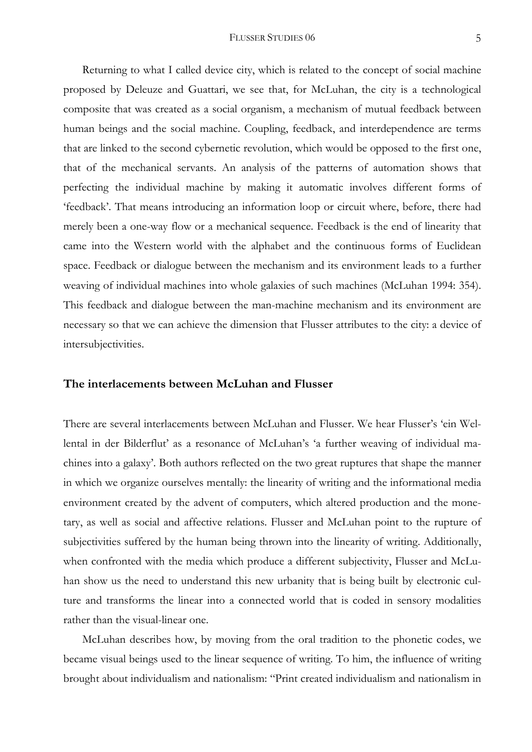Returning to what I called device city, which is related to the concept of social machine proposed by Deleuze and Guattari, we see that, for McLuhan, the city is a technological composite that was created as a social organism, a mechanism of mutual feedback between human beings and the social machine. Coupling, feedback, and interdependence are terms that are linked to the second cybernetic revolution, which would be opposed to the first one, that of the mechanical servants. An analysis of the patterns of automation shows that perfecting the individual machine by making it automatic involves different forms of 'feedback'. That means introducing an information loop or circuit where, before, there had merely been a one-way flow or a mechanical sequence. Feedback is the end of linearity that came into the Western world with the alphabet and the continuous forms of Euclidean space. Feedback or dialogue between the mechanism and its environment leads to a further weaving of individual machines into whole galaxies of such machines (McLuhan 1994: 354). This feedback and dialogue between the man-machine mechanism and its environment are necessary so that we can achieve the dimension that Flusser attributes to the city: a device of intersubjectivities.

## The interlacements between McLuhan and Flusser

There are several interlacements between McLuhan and Flusser. We hear Flusser's 'ein Wellental in der Bilderflut' as a resonance of McLuhan's 'a further weaving of individual machines into a galaxy'. Both authors reflected on the two great ruptures that shape the manner in which we organize ourselves mentally: the linearity of writing and the informational media environment created by the advent of computers, which altered production and the monetary, as well as social and affective relations. Flusser and McLuhan point to the rupture of subjectivities suffered by the human being thrown into the linearity of writing. Additionally, when confronted with the media which produce a different subjectivity, Flusser and McLuhan show us the need to understand this new urbanity that is being built by electronic culture and transforms the linear into a connected world that is coded in sensory modalities rather than the visual-linear one.

McLuhan describes how, by moving from the oral tradition to the phonetic codes, we became visual beings used to the linear sequence of writing. To him, the influence of writing brought about individualism and nationalism: "Print created individualism and nationalism in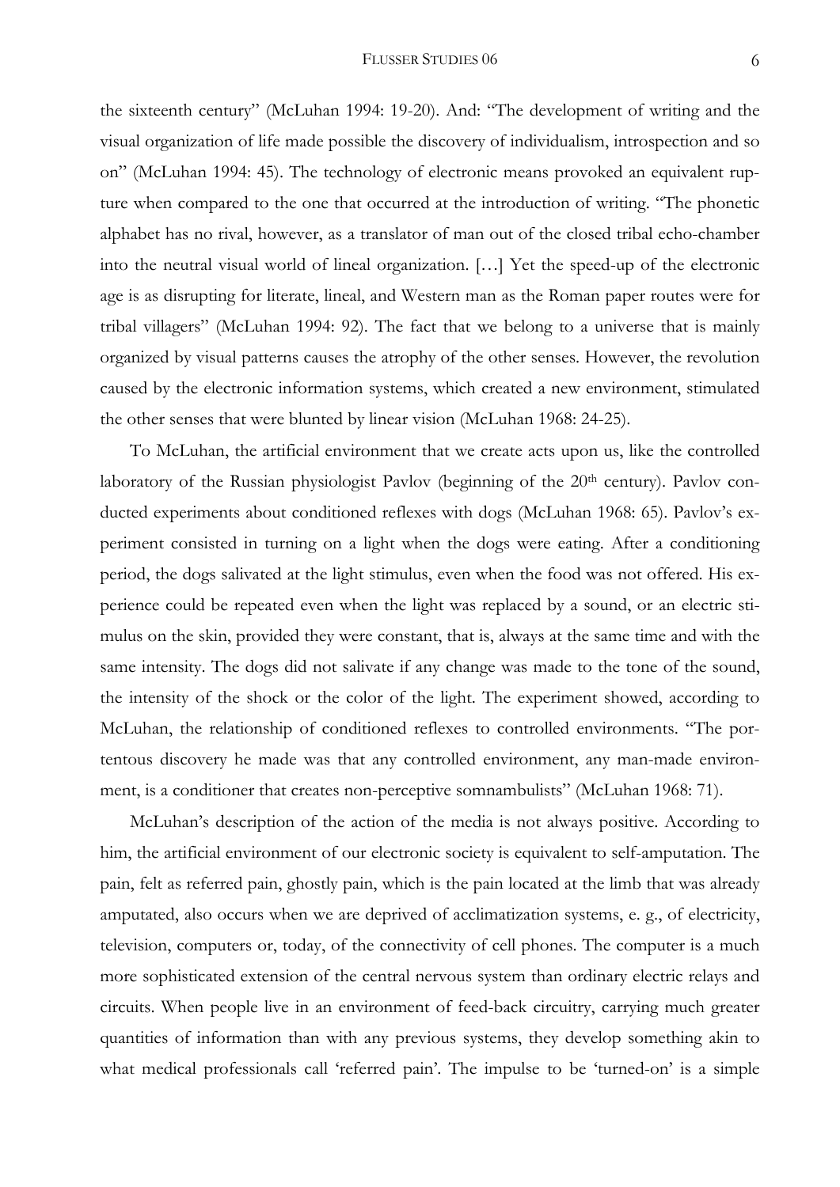the sixteenth century" (McLuhan 1994: 19-20). And: "The development of writing and the visual organization of life made possible the discovery of individualism, introspection and so on" (McLuhan 1994: 45). The technology of electronic means provoked an equivalent rupture when compared to the one that occurred at the introduction of writing. "The phonetic alphabet has no rival, however, as a translator of man out of the closed tribal echo-chamber into the neutral visual world of lineal organization. […] Yet the speed-up of the electronic age is as disrupting for literate, lineal, and Western man as the Roman paper routes were for tribal villagers" (McLuhan 1994: 92). The fact that we belong to a universe that is mainly organized by visual patterns causes the atrophy of the other senses. However, the revolution caused by the electronic information systems, which created a new environment, stimulated the other senses that were blunted by linear vision (McLuhan 1968: 24-25).

To McLuhan, the artificial environment that we create acts upon us, like the controlled laboratory of the Russian physiologist Pavlov (beginning of the 20th century). Pavlov conducted experiments about conditioned reflexes with dogs (McLuhan 1968: 65). Pavlov's experiment consisted in turning on a light when the dogs were eating. After a conditioning period, the dogs salivated at the light stimulus, even when the food was not offered. His experience could be repeated even when the light was replaced by a sound, or an electric stimulus on the skin, provided they were constant, that is, always at the same time and with the same intensity. The dogs did not salivate if any change was made to the tone of the sound, the intensity of the shock or the color of the light. The experiment showed, according to McLuhan, the relationship of conditioned reflexes to controlled environments. "The portentous discovery he made was that any controlled environment, any man-made environment, is a conditioner that creates non-perceptive somnambulists" (McLuhan 1968: 71).

McLuhan's description of the action of the media is not always positive. According to him, the artificial environment of our electronic society is equivalent to self-amputation. The pain, felt as referred pain, ghostly pain, which is the pain located at the limb that was already amputated, also occurs when we are deprived of acclimatization systems, e. g., of electricity, television, computers or, today, of the connectivity of cell phones. The computer is a much more sophisticated extension of the central nervous system than ordinary electric relays and circuits. When people live in an environment of feed-back circuitry, carrying much greater quantities of information than with any previous systems, they develop something akin to what medical professionals call 'referred pain'. The impulse to be 'turned-on' is a simple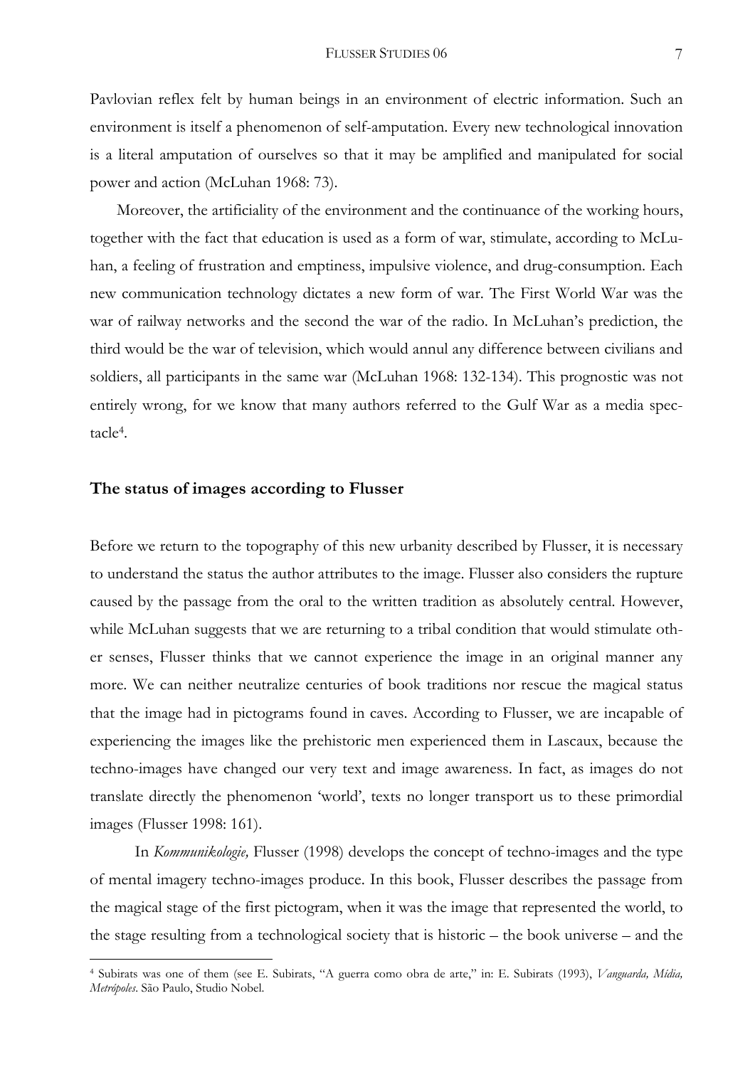Pavlovian reflex felt by human beings in an environment of electric information. Such an environment is itself a phenomenon of self-amputation. Every new technological innovation is a literal amputation of ourselves so that it may be amplified and manipulated for social power and action (McLuhan 1968: 73).

Moreover, the artificiality of the environment and the continuance of the working hours, together with the fact that education is used as a form of war, stimulate, according to McLuhan, a feeling of frustration and emptiness, impulsive violence, and drug-consumption. Each new communication technology dictates a new form of war. The First World War was the war of railway networks and the second the war of the radio. In McLuhan's prediction, the third would be the war of television, which would annul any difference between civilians and soldiers, all participants in the same war (McLuhan 1968: 132-134). This prognostic was not entirely wrong, for we know that many authors referred to the Gulf War as a media spectacle[4].

## The status of images according to Flusser

Before we return to the topography of this new urbanity described by Flusser, it is necessary to understand the status the author attributes to the image. Flusser also considers the rupture caused by the passage from the oral to the written tradition as absolutely central. However, while McLuhan suggests that we are returning to a tribal condition that would stimulate other senses, Flusser thinks that we cannot experience the image in an original manner any more. We can neither neutralize centuries of book traditions nor rescue the magical status that the image had in pictograms found in caves. According to Flusser, we are incapable of experiencing the images like the prehistoric men experienced them in Lascaux, because the techno-images have changed our very text and image awareness. In fact, as images do not translate directly the phenomenon 'world', texts no longer transport us to these primordial images (Flusser 1998: 161).

In *Kommunikologie,* Flusser (1998) develops the concept of techno-images and the type of mental imagery techno-images produce. In this book, Flusser describes the passage from the magical stage of the first pictogram, when it was the image that represented the world, to the stage resulting from a technological society that is historic – the book universe – and the

[4] Subirats was one of them (see E. Subirats, "A guerra como obra de arte," in: E. Subirats (1993), *Vanguarda, Mídia, Metrópoles*. São Paulo, Studio Nobel.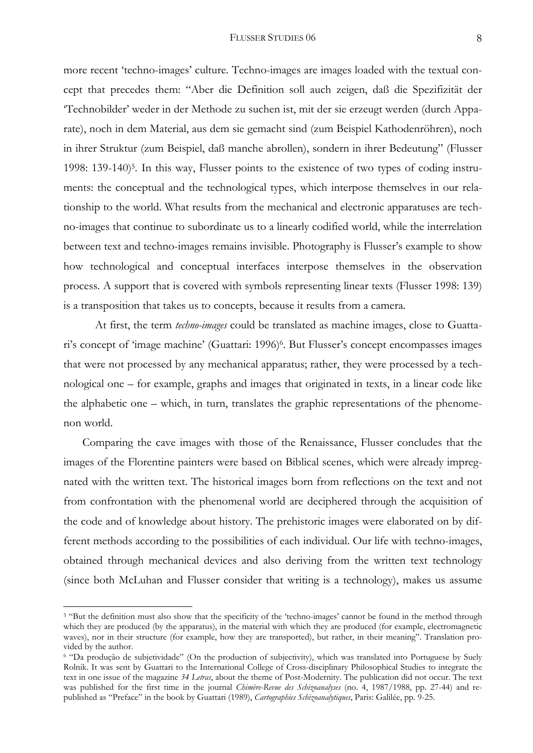more recent 'techno-images' culture. Techno-images are images loaded with the textual concept that precedes them: "Aber die Definition soll auch zeigen, daß die Spezifizität der 'Technobilder' weder in der Methode zu suchen ist, mit der sie erzeugt werden (durch Apparate), noch in dem Material, aus dem sie gemacht sind (zum Beispiel Kathodenröhren), noch in ihrer Struktur (zum Beispiel, daß manche abrollen), sondern in ihrer Bedeutung" (Flusser 1998: 139-140)[5]. In this way, Flusser points to the existence of two types of coding instruments: the conceptual and the technological types, which interpose themselves in our relationship to the world. What results from the mechanical and electronic apparatuses are techno-images that continue to subordinate us to a linearly codified world, while the interrelation between text and techno-images remains invisible. Photography is Flusser's example to show how technological and conceptual interfaces interpose themselves in the observation process. A support that is covered with symbols representing linear texts (Flusser 1998: 139) is a transposition that takes us to concepts, because it results from a camera.

At first, the term *techno-images* could be translated as machine images, close to Guattari's concept of 'image machine' (Guattari: 1996)[6]. But Flusser's concept encompasses images that were not processed by any mechanical apparatus; rather, they were processed by a technological one – for example, graphs and images that originated in texts, in a linear code like the alphabetic one – which, in turn, translates the graphic representations of the phenomenon world.

Comparing the cave images with those of the Renaissance, Flusser concludes that the images of the Florentine painters were based on Biblical scenes, which were already impregnated with the written text. The historical images born from reflections on the text and not from confrontation with the phenomenal world are deciphered through the acquisition of the code and of knowledge about history. The prehistoric images were elaborated on by different methods according to the possibilities of each individual. Our life with techno-images, obtained through mechanical devices and also deriving from the written text technology (since both McLuhan and Flusser consider that writing is a technology), makes us assume

---

[5] "But the definition must also show that the specificity of the 'techno-images' cannot be found in the method through which they are produced (by the apparatus), in the material with which they are produced (for example, electromagnetic waves), nor in their structure (for example, how they are transported), but rather, in their meaning". Translation provided by the author.

[6] "Da produção de subjetividade" (On the production of subjectivity), which was translated into Portuguese by Suely Rolnik. It was sent by Guattari to the International College of Cross-disciplinary Philosophical Studies to integrate the text in one issue of the magazine *34 Letras*, about the theme of Post-Modernity. The publication did not occur. The text was published for the first time in the journal *Chimère-Revue des Schizoanalyses* (no. 4, 1987/1988, pp. 27-44) and republished as "Preface" in the book by Guattari (1989), *Cartographies Schizoanalytiques*, Paris: Galilée, pp. 9-25.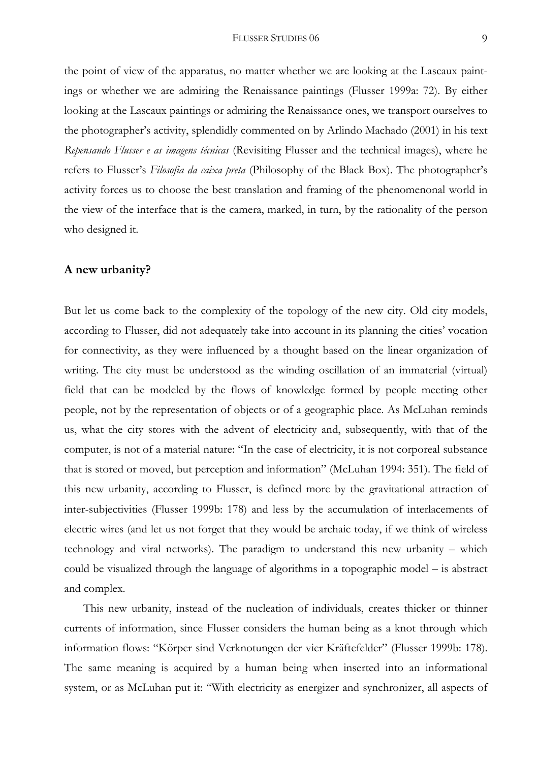the point of view of the apparatus, no matter whether we are looking at the Lascaux paintings or whether we are admiring the Renaissance paintings (Flusser 1999a: 72). By either looking at the Lascaux paintings or admiring the Renaissance ones, we transport ourselves to the photographer's activity, splendidly commented on by Arlindo Machado (2001) in his text *Repensando Flusser e as imagens técnicas* (Revisiting Flusser and the technical images), where he refers to Flusser's *Filosofia da caixa preta* (Philosophy of the Black Box). The photographer's activity forces us to choose the best translation and framing of the phenomenonal world in the view of the interface that is the camera, marked, in turn, by the rationality of the person who designed it.

## A new urbanity?

But let us come back to the complexity of the topology of the new city. Old city models, according to Flusser, did not adequately take into account in its planning the cities' vocation for connectivity, as they were influenced by a thought based on the linear organization of writing. The city must be understood as the winding oscillation of an immaterial (virtual) field that can be modeled by the flows of knowledge formed by people meeting other people, not by the representation of objects or of a geographic place. As McLuhan reminds us, what the city stores with the advent of electricity and, subsequently, with that of the computer, is not of a material nature: "In the case of electricity, it is not corporeal substance that is stored or moved, but perception and information" (McLuhan 1994: 351). The field of this new urbanity, according to Flusser, is defined more by the gravitational attraction of inter-subjectivities (Flusser 1999b: 178) and less by the accumulation of interlacements of electric wires (and let us not forget that they would be archaic today, if we think of wireless technology and viral networks). The paradigm to understand this new urbanity – which could be visualized through the language of algorithms in a topographic model – is abstract and complex.

This new urbanity, instead of the nucleation of individuals, creates thicker or thinner currents of information, since Flusser considers the human being as a knot through which information flows: "Körper sind Verknotungen der vier Kräftefelder" (Flusser 1999b: 178). The same meaning is acquired by a human being when inserted into an informational system, or as McLuhan put it: "With electricity as energizer and synchronizer, all aspects of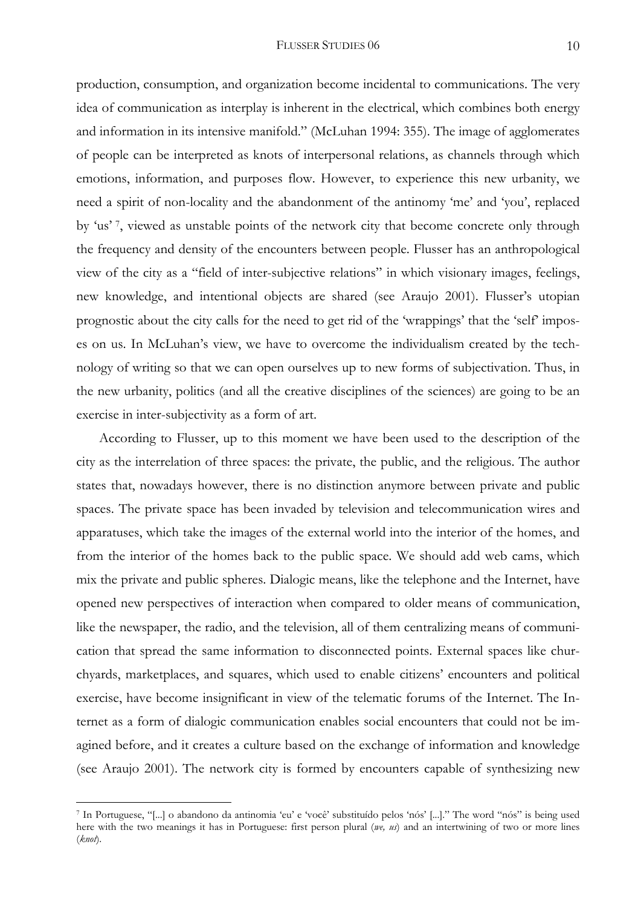production, consumption, and organization become incidental to communications. The very idea of communication as interplay is inherent in the electrical, which combines both energy and information in its intensive manifold." (McLuhan 1994: 355). The image of agglomerates of people can be interpreted as knots of interpersonal relations, as channels through which emotions, information, and purposes flow. However, to experience this new urbanity, we need a spirit of non-locality and the abandonment of the antinomy 'me' and 'you', replaced by 'us' [7], viewed as unstable points of the network city that become concrete only through the frequency and density of the encounters between people. Flusser has an anthropological view of the city as a "field of inter-subjective relations" in which visionary images, feelings, new knowledge, and intentional objects are shared (see Araujo 2001). Flusser's utopian prognostic about the city calls for the need to get rid of the 'wrappings' that the 'self' imposes on us. In McLuhan's view, we have to overcome the individualism created by the technology of writing so that we can open ourselves up to new forms of subjectivation. Thus, in the new urbanity, politics (and all the creative disciplines of the sciences) are going to be an exercise in inter-subjectivity as a form of art.

According to Flusser, up to this moment we have been used to the description of the city as the interrelation of three spaces: the private, the public, and the religious. The author states that, nowadays however, there is no distinction anymore between private and public spaces. The private space has been invaded by television and telecommunication wires and apparatuses, which take the images of the external world into the interior of the homes, and from the interior of the homes back to the public space. We should add web cams, which mix the private and public spheres. Dialogic means, like the telephone and the Internet, have opened new perspectives of interaction when compared to older means of communication, like the newspaper, the radio, and the television, all of them centralizing means of communication that spread the same information to disconnected points. External spaces like churchyards, marketplaces, and squares, which used to enable citizens' encounters and political exercise, have become insignificant in view of the telematic forums of the Internet. The Internet as a form of dialogic communication enables social encounters that could not be imagined before, and it creates a culture based on the exchange of information and knowledge (see Araujo 2001). The network city is formed by encounters capable of synthesizing new

---

[7] In Portuguese, "[...] o abandono da antinomia 'eu' e 'você' substituído pelos 'nós' [...]." The word "nós" is being used here with the two meanings it has in Portuguese: first person plural (*we, us*) and an intertwining of two or more lines (*knot*).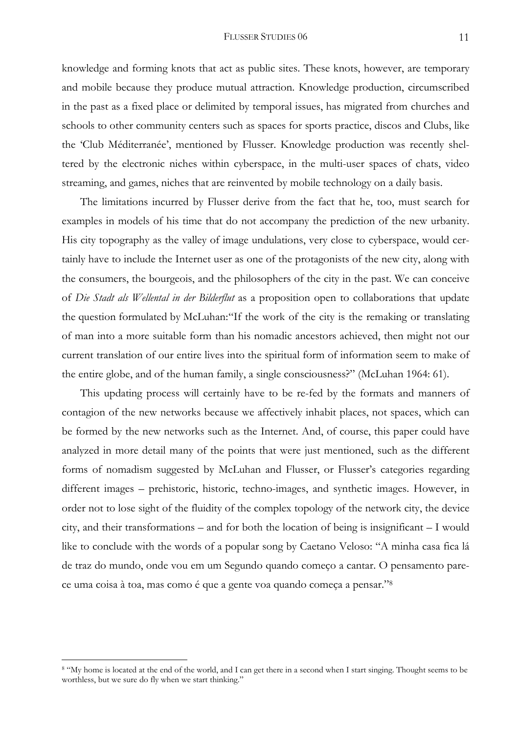knowledge and forming knots that act as public sites. These knots, however, are temporary and mobile because they produce mutual attraction. Knowledge production, circumscribed in the past as a fixed place or delimited by temporal issues, has migrated from churches and schools to other community centers such as spaces for sports practice, discos and Clubs, like the 'Club Méditerranée', mentioned by Flusser. Knowledge production was recently sheltered by the electronic niches within cyberspace, in the multi-user spaces of chats, video streaming, and games, niches that are reinvented by mobile technology on a daily basis.

The limitations incurred by Flusser derive from the fact that he, too, must search for examples in models of his time that do not accompany the prediction of the new urbanity. His city topography as the valley of image undulations, very close to cyberspace, would certainly have to include the Internet user as one of the protagonists of the new city, along with the consumers, the bourgeois, and the philosophers of the city in the past. We can conceive of *Die Stadt als Wellental in der Bilderflut* as a proposition open to collaborations that update the question formulated by McLuhan:"If the work of the city is the remaking or translating of man into a more suitable form than his nomadic ancestors achieved, then might not our current translation of our entire lives into the spiritual form of information seem to make of the entire globe, and of the human family, a single consciousness?" (McLuhan 1964: 61).

This updating process will certainly have to be re-fed by the formats and manners of contagion of the new networks because we affectively inhabit places, not spaces, which can be formed by the new networks such as the Internet. And, of course, this paper could have analyzed in more detail many of the points that were just mentioned, such as the different forms of nomadism suggested by McLuhan and Flusser, or Flusser's categories regarding different images – prehistoric, historic, techno-images, and synthetic images. However, in order not to lose sight of the fluidity of the complex topology of the network city, the device city, and their transformations – and for both the location of being is insignificant – I would like to conclude with the words of a popular song by Caetano Veloso: "A minha casa fica lá de traz do mundo, onde vou em um Segundo quando começo a cantar. O pensamento parece uma coisa à toa, mas como é que a gente voa quando começa a pensar."[8]

---

[8] "My home is located at the end of the world, and I can get there in a second when I start singing. Thought seems to be worthless, but we sure do fly when we start thinking."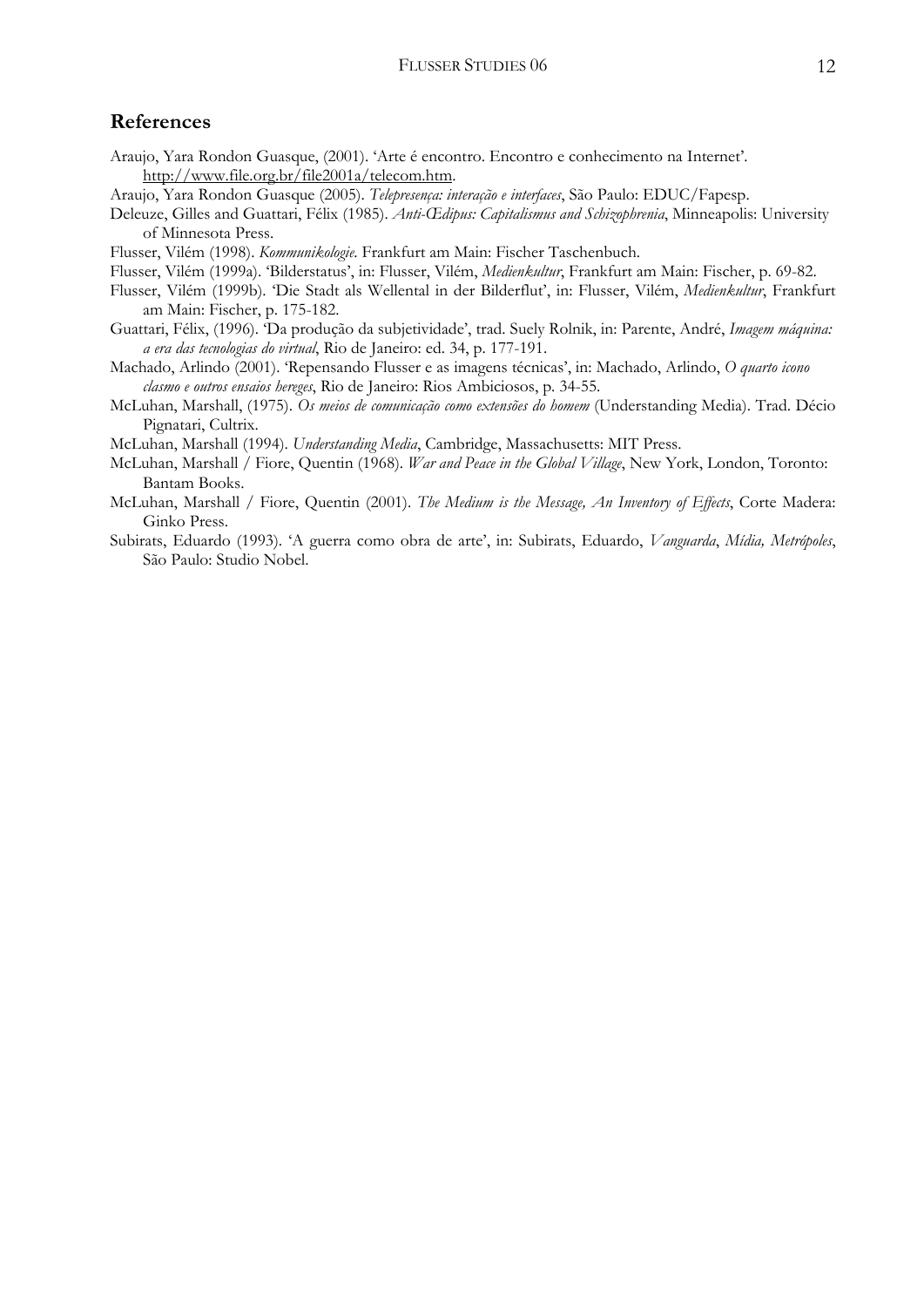## References

Araujo, Yara Rondon Guasque, (2001). 'Arte é encontro. Encontro e conhecimento na Internet'. http://www.file.org.br/file2001a/telecom.htm.

Araujo, Yara Rondon Guasque (2005). *Telepresença: interação e interfaces*, São Paulo: EDUC/Fapesp.

Deleuze, Gilles and Guattari, Félix (1985). *Anti-Œdipus: Capitalismus and Schizophrenia*, Minneapolis: University of Minnesota Press.

Flusser, Vilém (1998). *Kommunikologie*. Frankfurt am Main: Fischer Taschenbuch.

Flusser, Vilém (1999a). 'Bilderstatus', in: Flusser, Vilém, *Medienkultur*, Frankfurt am Main: Fischer, p. 69-82.

Flusser, Vilém (1999b). 'Die Stadt als Wellental in der Bilderflut', in: Flusser, Vilém, *Medienkultur*, Frankfurt am Main: Fischer, p. 175-182.

Guattari, Félix, (1996). 'Da produção da subjetividade', trad. Suely Rolnik, in: Parente, André, *Imagem máquina: a era das tecnologias do virtual*, Rio de Janeiro: ed. 34, p. 177-191.

Machado, Arlindo (2001). 'Repensando Flusser e as imagens técnicas', in: Machado, Arlindo, *O quarto icono clasmo e outros ensaios hereges*, Rio de Janeiro: Rios Ambiciosos, p. 34-55.

McLuhan, Marshall, (1975). *Os meios de comunicação como extensões do homem* (Understanding Media). Trad. Décio Pignatari, Cultrix.

McLuhan, Marshall (1994). *Understanding Media*, Cambridge, Massachusetts: MIT Press.

McLuhan, Marshall / Fiore, Quentin (1968). *War and Peace in the Global Village*, New York, London, Toronto: Bantam Books.

McLuhan, Marshall / Fiore, Quentin (2001). *The Medium is the Message, An Inventory of Effects*, Corte Madera: Ginko Press.

Subirats, Eduardo (1993). 'A guerra como obra de arte', in: Subirats, Eduardo, *Vanguarda*, *Mídia, Metrópoles*, São Paulo: Studio Nobel.